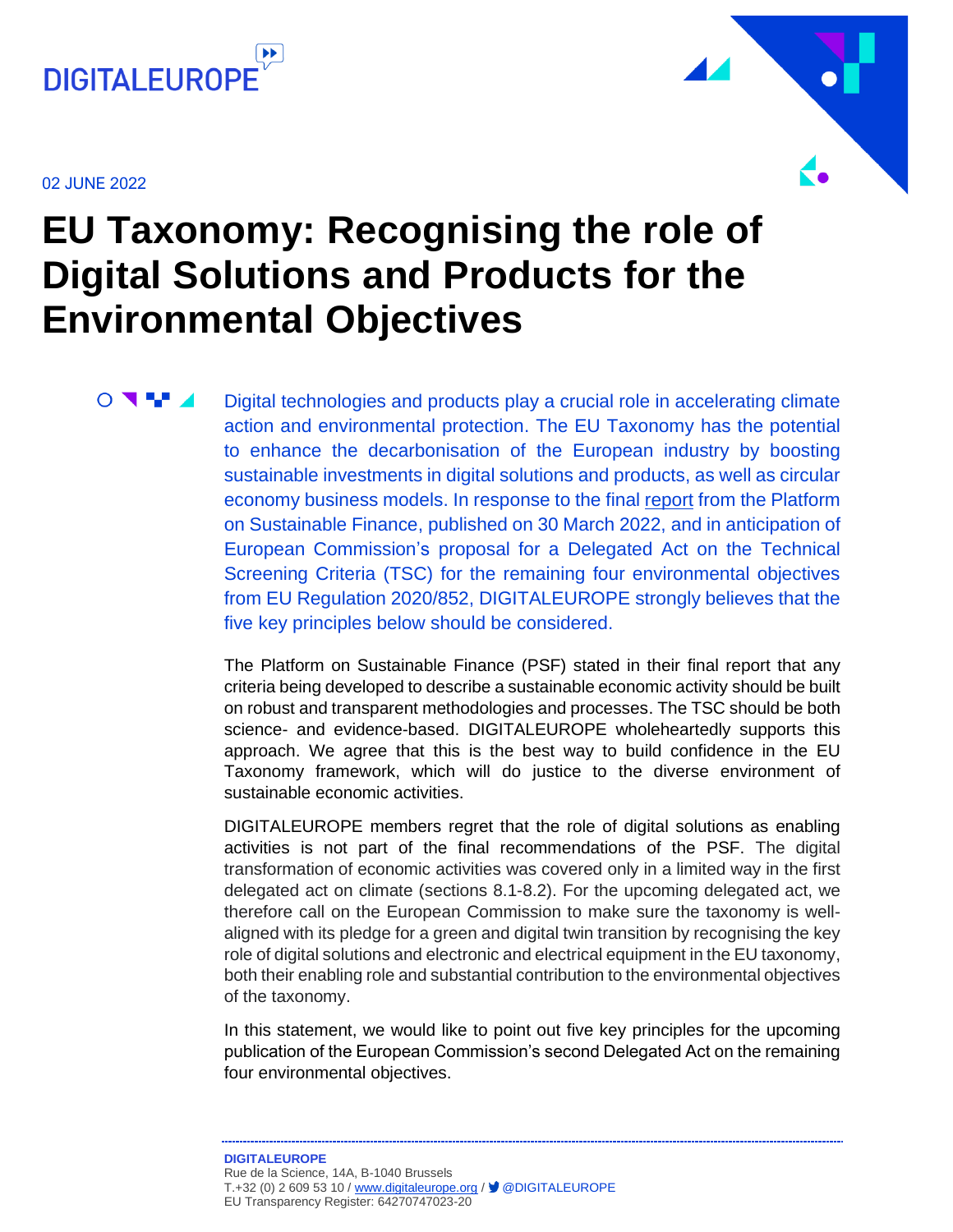DIGITALEUROPE

02 JUNE 2022

# EU Taxonomy: Recognising the role of Digital Solutions and Products for the Environmental Objectives

Digital technologies and products play a crucial role in accelerating climate action and environmental protection. The EU Taxonomy has the potential to enhance the decarbonisation of the European industry by boosting sustainable investments in digital solutions and products, as well as circular economy business models. In response to the final report from the Platform on Sustainable Finance, published on 30 March 2022, and in anticipation of European Commission's proposal for a Delegated Act on the Technical Screening Criteria (TSC) for the remaining four environmental objectives from EU Regulation 2020/852, DIGITALEUROPE strongly believes that the five key principles below should be considered.

The Platform on Sustainable Finance (PSF) stated in their final report that any criteria being developed to describe a sustainable economic activity should be built on robust and transparent methodologies and processes. The TSC should be both science- and evidence-based. DIGITALEUROPE wholeheartedly supports this approach. We agree that this is the best way to build confidence in the EU Taxonomy framework, which will do justice to the diverse environment of sustainable economic activities.

DIGITALEUROPE members regret that the role of digital solutions as enabling activities is not part of the final recommendations of the PSF. The digital transformation of economic activities was covered only in a limited way in the first delegated act on climate (sections 8.1-8.2). For the upcoming delegated act, we therefore call on the European Commission to make sure the taxonomy is well-aligned with its pledge for a green and digital twin transition by recognising the key role of digital solutions and electronic and electrical equipment in the EU taxonomy, both their enabling role and substantial contribution to the environmental objectives of the taxonomy.

In this statement, we would like to point out five key principles for the upcoming publication of the European Commission's second Delegated Act on the remaining four environmental objectives.

**DIGITALEUROPE**
Rue de la Science, 14A, B-1040 Brussels
T.+32 (0) 2 609 53 10 / www.digitaleurope.org / @DIGITALEUROPE
EU Transparency Register: 64270747023-20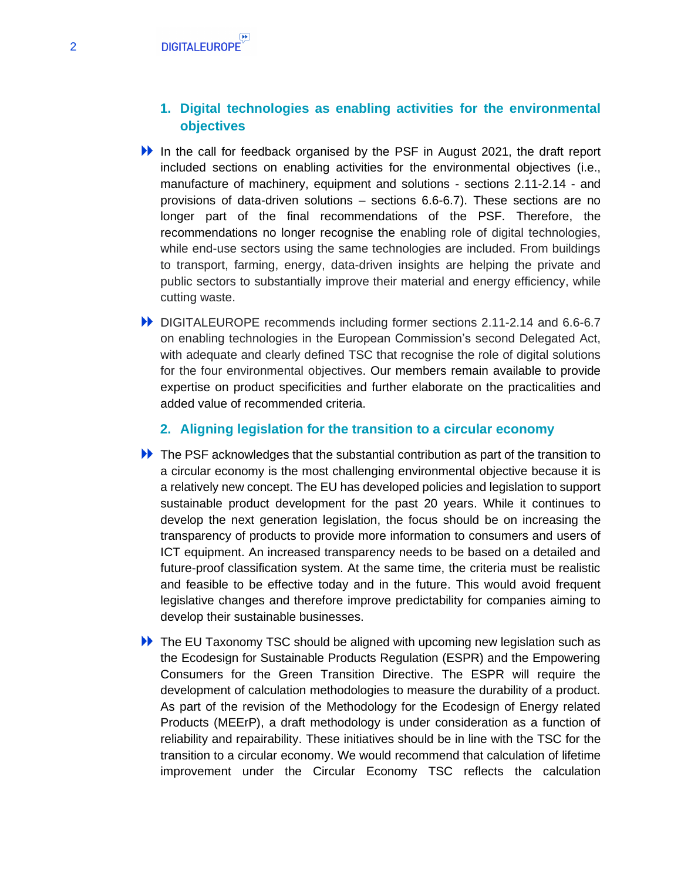## 1. Digital technologies as enabling activities for the environmental objectives

- In the call for feedback organised by the PSF in August 2021, the draft report included sections on enabling activities for the environmental objectives (i.e., manufacture of machinery, equipment and solutions - sections 2.11-2.14 - and provisions of data-driven solutions – sections 6.6-6.7). These sections are no longer part of the final recommendations of the PSF. Therefore, the recommendations no longer recognise the enabling role of digital technologies, while end-use sectors using the same technologies are included. From buildings to transport, farming, energy, data-driven insights are helping the private and public sectors to substantially improve their material and energy efficiency, while cutting waste.

- DIGITALEUROPE recommends including former sections 2.11-2.14 and 6.6-6.7 on enabling technologies in the European Commission's second Delegated Act, with adequate and clearly defined TSC that recognise the role of digital solutions for the four environmental objectives. Our members remain available to provide expertise on product specificities and further elaborate on the practicalities and added value of recommended criteria.

## 2. Aligning legislation for the transition to a circular economy

- The PSF acknowledges that the substantial contribution as part of the transition to a circular economy is the most challenging environmental objective because it is a relatively new concept. The EU has developed policies and legislation to support sustainable product development for the past 20 years. While it continues to develop the next generation legislation, the focus should be on increasing the transparency of products to provide more information to consumers and users of ICT equipment. An increased transparency needs to be based on a detailed and future-proof classification system. At the same time, the criteria must be realistic and feasible to be effective today and in the future. This would avoid frequent legislative changes and therefore improve predictability for companies aiming to develop their sustainable businesses.

- The EU Taxonomy TSC should be aligned with upcoming new legislation such as the Ecodesign for Sustainable Products Regulation (ESPR) and the Empowering Consumers for the Green Transition Directive. The ESPR will require the development of calculation methodologies to measure the durability of a product. As part of the revision of the Methodology for the Ecodesign of Energy related Products (MEErP), a draft methodology is under consideration as a function of reliability and repairability. These initiatives should be in line with the TSC for the transition to a circular economy. We would recommend that calculation of lifetime improvement under the Circular Economy TSC reflects the calculation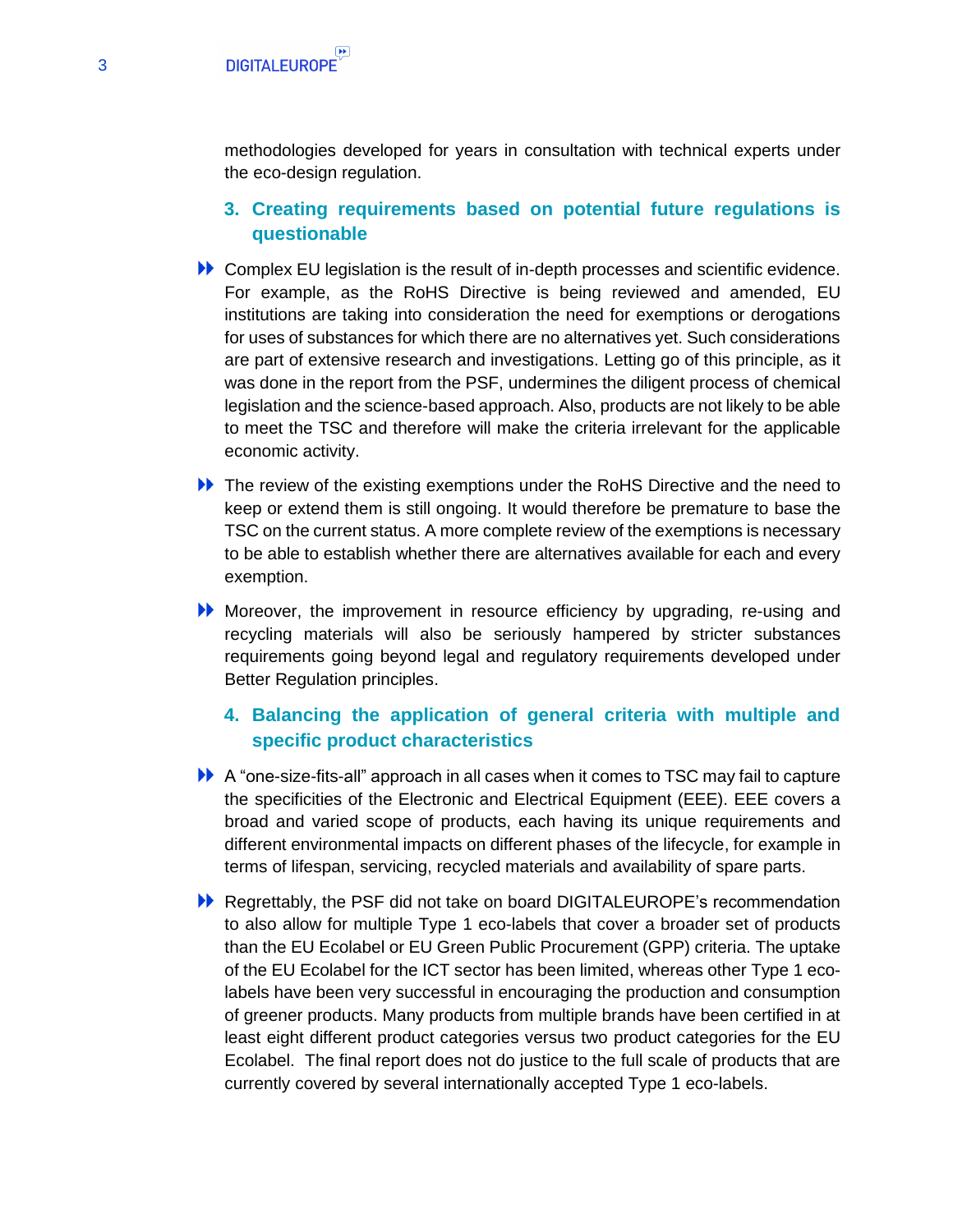methodologies developed for years in consultation with technical experts under the eco-design regulation.

### 3. Creating requirements based on potential future regulations is questionable

- Complex EU legislation is the result of in-depth processes and scientific evidence. For example, as the RoHS Directive is being reviewed and amended, EU institutions are taking into consideration the need for exemptions or derogations for uses of substances for which there are no alternatives yet. Such considerations are part of extensive research and investigations. Letting go of this principle, as it was done in the report from the PSF, undermines the diligent process of chemical legislation and the science-based approach. Also, products are not likely to be able to meet the TSC and therefore will make the criteria irrelevant for the applicable economic activity.
- The review of the existing exemptions under the RoHS Directive and the need to keep or extend them is still ongoing. It would therefore be premature to base the TSC on the current status. A more complete review of the exemptions is necessary to be able to establish whether there are alternatives available for each and every exemption.
- Moreover, the improvement in resource efficiency by upgrading, re-using and recycling materials will also be seriously hampered by stricter substances requirements going beyond legal and regulatory requirements developed under Better Regulation principles.

### 4. Balancing the application of general criteria with multiple and specific product characteristics

- A "one-size-fits-all" approach in all cases when it comes to TSC may fail to capture the specificities of the Electronic and Electrical Equipment (EEE). EEE covers a broad and varied scope of products, each having its unique requirements and different environmental impacts on different phases of the lifecycle, for example in terms of lifespan, servicing, recycled materials and availability of spare parts.
- Regrettably, the PSF did not take on board DIGITALEUROPE's recommendation to also allow for multiple Type 1 eco-labels that cover a broader set of products than the EU Ecolabel or EU Green Public Procurement (GPP) criteria. The uptake of the EU Ecolabel for the ICT sector has been limited, whereas other Type 1 eco-labels have been very successful in encouraging the production and consumption of greener products. Many products from multiple brands have been certified in at least eight different product categories versus two product categories for the EU Ecolabel. The final report does not do justice to the full scale of products that are currently covered by several internationally accepted Type 1 eco-labels.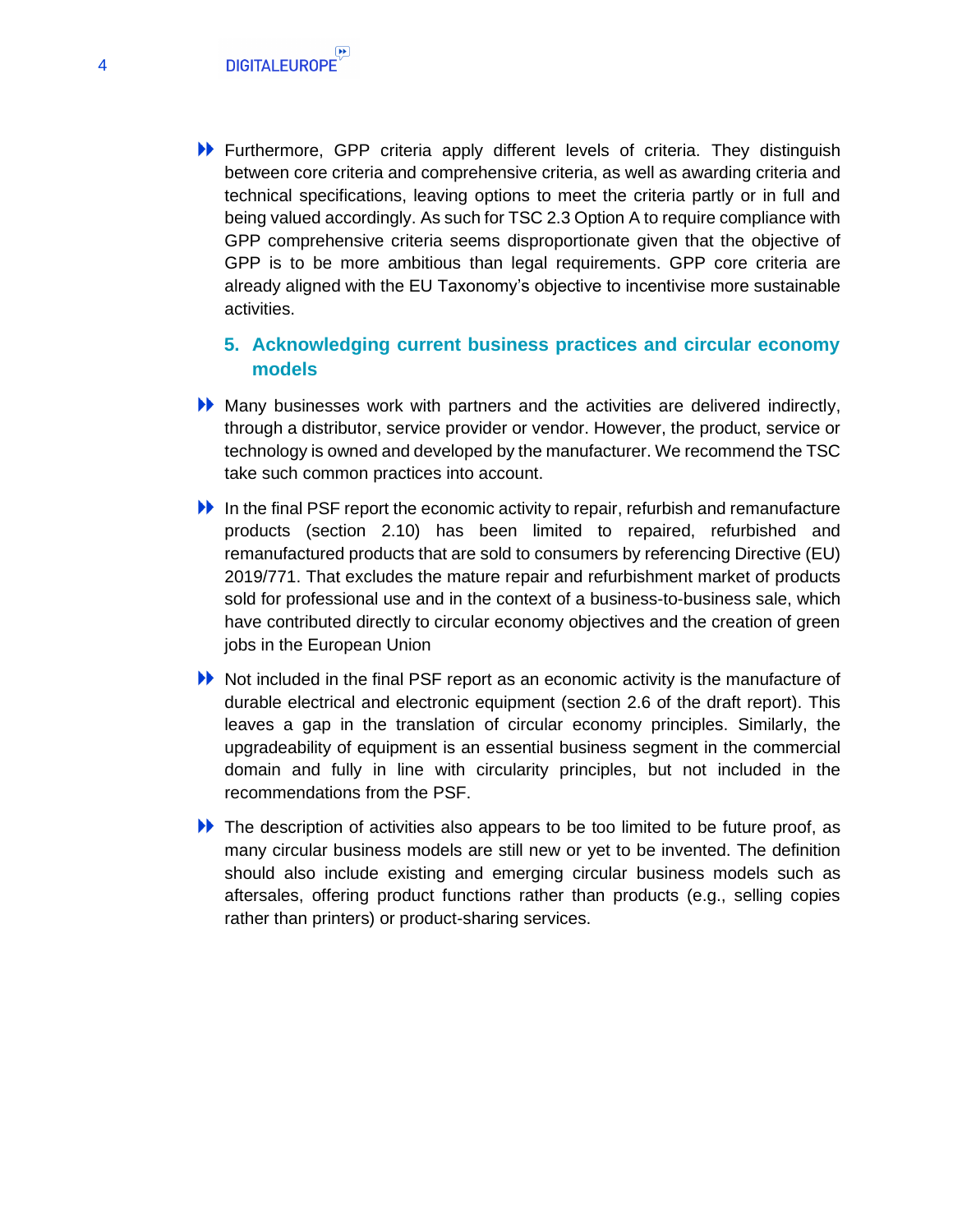- Furthermore, GPP criteria apply different levels of criteria. They distinguish between core criteria and comprehensive criteria, as well as awarding criteria and technical specifications, leaving options to meet the criteria partly or in full and being valued accordingly. As such for TSC 2.3 Option A to require compliance with GPP comprehensive criteria seems disproportionate given that the objective of GPP is to be more ambitious than legal requirements. GPP core criteria are already aligned with the EU Taxonomy's objective to incentivise more sustainable activities.

## 5. Acknowledging current business practices and circular economy models

- Many businesses work with partners and the activities are delivered indirectly, through a distributor, service provider or vendor. However, the product, service or technology is owned and developed by the manufacturer. We recommend the TSC take such common practices into account.

- In the final PSF report the economic activity to repair, refurbish and remanufacture products (section 2.10) has been limited to repaired, refurbished and remanufactured products that are sold to consumers by referencing Directive (EU) 2019/771. That excludes the mature repair and refurbishment market of products sold for professional use and in the context of a business-to-business sale, which have contributed directly to circular economy objectives and the creation of green jobs in the European Union

- Not included in the final PSF report as an economic activity is the manufacture of durable electrical and electronic equipment (section 2.6 of the draft report). This leaves a gap in the translation of circular economy principles. Similarly, the upgradeability of equipment is an essential business segment in the commercial domain and fully in line with circularity principles, but not included in the recommendations from the PSF.

- The description of activities also appears to be too limited to be future proof, as many circular business models are still new or yet to be invented. The definition should also include existing and emerging circular business models such as aftersales, offering product functions rather than products (e.g., selling copies rather than printers) or product-sharing services.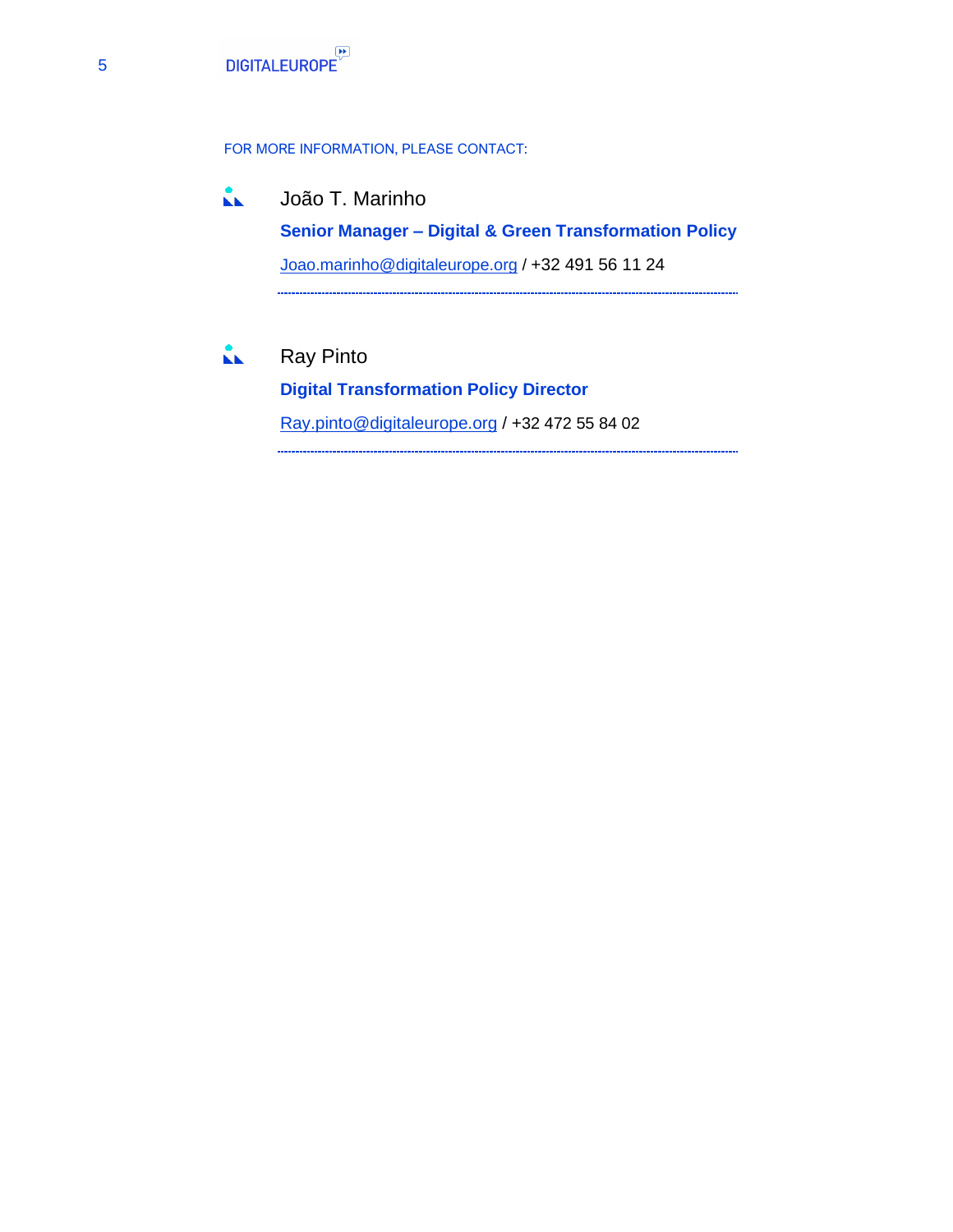FOR MORE INFORMATION, PLEASE CONTACT:

João T. Marinho

**Senior Manager – Digital & Green Transformation Policy**

Joao.marinho@digitaleurope.org / +32 491 56 11 24

Ray Pinto

**Digital Transformation Policy Director**

Ray.pinto@digitaleurope.org / +32 472 55 84 02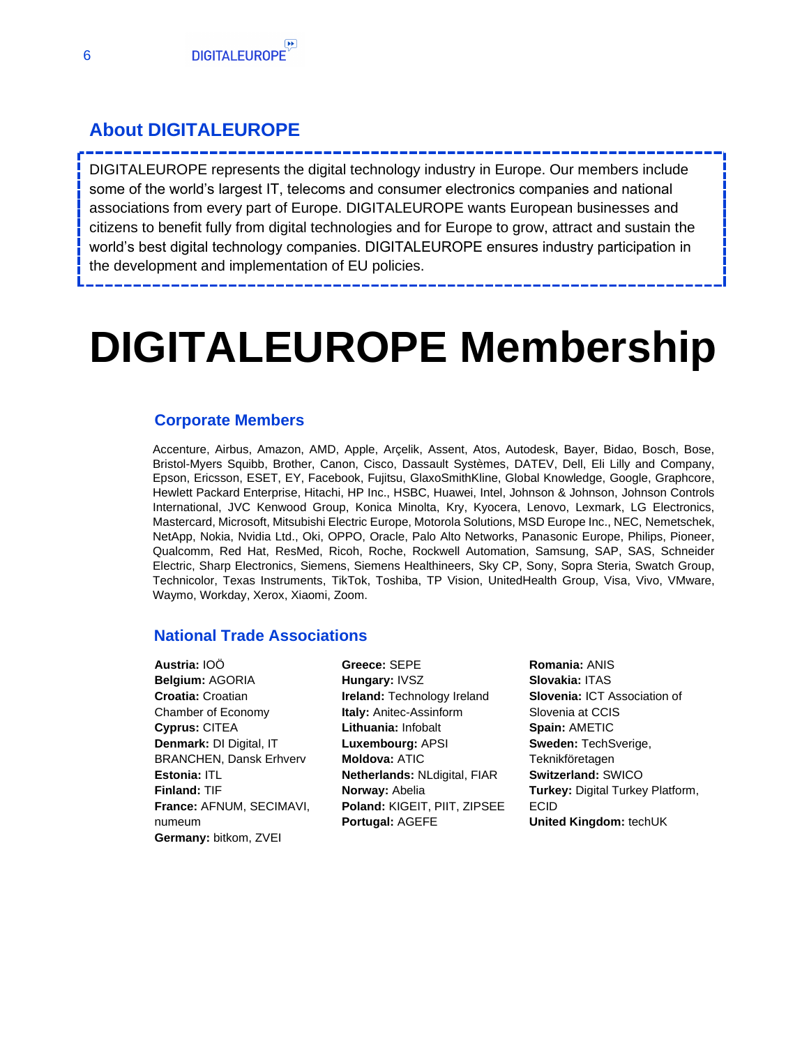## About DIGITALEUROPE

DIGITALEUROPE represents the digital technology industry in Europe. Our members include some of the world's largest IT, telecoms and consumer electronics companies and national associations from every part of Europe. DIGITALEUROPE wants European businesses and citizens to benefit fully from digital technologies and for Europe to grow, attract and sustain the world's best digital technology companies. DIGITALEUROPE ensures industry participation in the development and implementation of EU policies.

# DIGITALEUROPE Membership

### Corporate Members

Accenture, Airbus, Amazon, AMD, Apple, Arçelik, Assent, Atos, Autodesk, Bayer, Bidao, Bosch, Bose, Bristol-Myers Squibb, Brother, Canon, Cisco, Dassault Systèmes, DATEV, Dell, Eli Lilly and Company, Epson, Ericsson, ESET, EY, Facebook, Fujitsu, GlaxoSmithKline, Global Knowledge, Google, Graphcore, Hewlett Packard Enterprise, Hitachi, HP Inc., HSBC, Huawei, Intel, Johnson & Johnson, Johnson Controls International, JVC Kenwood Group, Konica Minolta, Kry, Kyocera, Lenovo, Lexmark, LG Electronics, Mastercard, Microsoft, Mitsubishi Electric Europe, Motorola Solutions, MSD Europe Inc., NEC, Nemetschek, NetApp, Nokia, Nvidia Ltd., Oki, OPPO, Oracle, Palo Alto Networks, Panasonic Europe, Philips, Pioneer, Qualcomm, Red Hat, ResMed, Ricoh, Roche, Rockwell Automation, Samsung, SAP, SAS, Schneider Electric, Sharp Electronics, Siemens, Siemens Healthineers, Sky CP, Sony, Sopra Steria, Swatch Group, Technicolor, Texas Instruments, TikTok, Toshiba, TP Vision, UnitedHealth Group, Visa, Vivo, VMware, Waymo, Workday, Xerox, Xiaomi, Zoom.

### National Trade Associations

**Austria:** IOÖ
**Belgium:** AGORIA
**Croatia:** Croatian Chamber of Economy
**Cyprus:** CITEA
**Denmark:** DI Digital, IT BRANCHEN, Dansk Erhverv
**Estonia:** ITL
**Finland:** TIF
**France:** AFNUM, SECIMAVI, numeum
**Germany:** bitkom, ZVEI
**Greece:** SEPE
**Hungary:** IVSZ
**Ireland:** Technology Ireland
**Italy:** Anitec-Assinform
**Lithuania:** Infobalt
**Luxembourg:** APSI
**Moldova:** ATIC
**Netherlands:** NLdigital, FIAR
**Norway:** Abelia
**Poland:** KIGEIT, PIIT, ZIPSEE
**Portugal:** AGEFE
**Romania:** ANIS
**Slovakia:** ITAS
**Slovenia:** ICT Association of Slovenia at CCIS
**Spain:** AMETIC
**Sweden:** TechSverige, Teknikföretagen
**Switzerland:** SWICO
**Turkey:** Digital Turkey Platform, ECID
**United Kingdom:** techUK